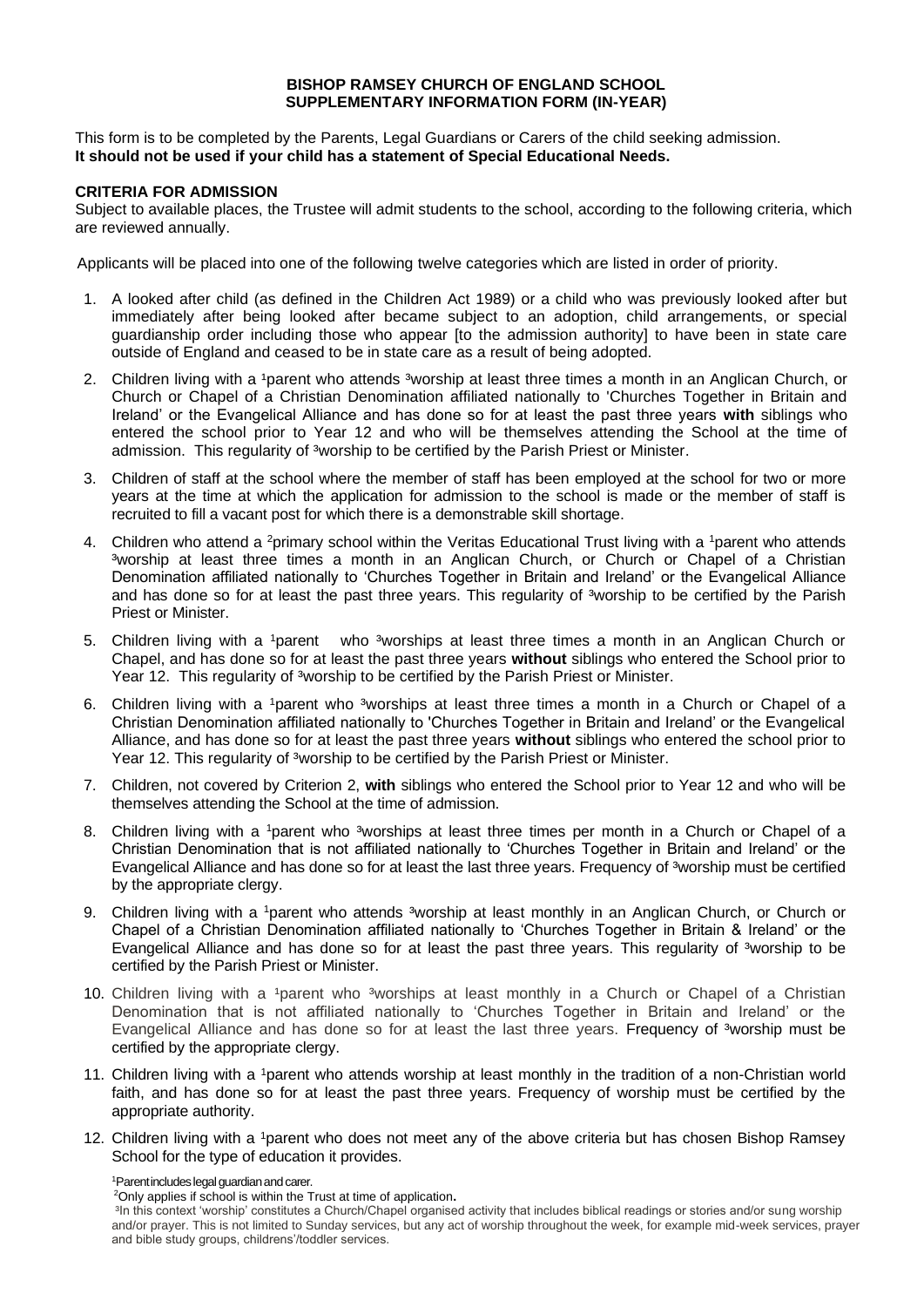# BISHOP RAMSEY CHURCH OF ENGLAND SCHOOL
## SUPPLEMENTARY INFORMATION FORM (IN-YEAR)

This form is to be completed by the Parents, Legal Guardians or Carers of the child seeking admission.
**It should not be used if your child has a statement of Special Educational Needs.**

### CRITERIA FOR ADMISSION

Subject to available places, the Trustee will admit students to the school, according to the following criteria, which are reviewed annually.

Applicants will be placed into one of the following twelve categories which are listed in order of priority.

1. A looked after child (as defined in the Children Act 1989) or a child who was previously looked after but immediately after being looked after became subject to an adoption, child arrangements, or special guardianship order including those who appear [to the admission authority] to have been in state care outside of England and ceased to be in state care as a result of being adopted.
2. Children living with a [1]parent who attends [3]worship at least three times a month in an Anglican Church, or Church or Chapel of a Christian Denomination affiliated nationally to 'Churches Together in Britain and Ireland' or the Evangelical Alliance and has done so for at least the past three years **with** siblings who entered the school prior to Year 12 and who will be themselves attending the School at the time of admission. This regularity of [3]worship to be certified by the Parish Priest or Minister.
3. Children of staff at the school where the member of staff has been employed at the school for two or more years at the time at which the application for admission to the school is made or the member of staff is recruited to fill a vacant post for which there is a demonstrable skill shortage.
4. Children who attend a [2]primary school within the Veritas Educational Trust living with a [1]parent who attends [3]worship at least three times a month in an Anglican Church, or Church or Chapel of a Christian Denomination affiliated nationally to 'Churches Together in Britain and Ireland' or the Evangelical Alliance and has done so for at least the past three years. This regularity of [3]worship to be certified by the Parish Priest or Minister.
5. Children living with a [1]parent who [3]worships at least three times a month in an Anglican Church or Chapel, and has done so for at least the past three years **without** siblings who entered the School prior to Year 12. This regularity of [3]worship to be certified by the Parish Priest or Minister.
6. Children living with a [1]parent who [3]worships at least three times a month in a Church or Chapel of a Christian Denomination affiliated nationally to 'Churches Together in Britain and Ireland' or the Evangelical Alliance, and has done so for at least the past three years **without** siblings who entered the school prior to Year 12. This regularity of [3]worship to be certified by the Parish Priest or Minister.
7. Children, not covered by Criterion 2, **with** siblings who entered the School prior to Year 12 and who will be themselves attending the School at the time of admission.
8. Children living with a [1]parent who [3]worships at least three times per month in a Church or Chapel of a Christian Denomination that is not affiliated nationally to 'Churches Together in Britain and Ireland' or the Evangelical Alliance and has done so for at least the last three years. Frequency of [3]worship must be certified by the appropriate clergy.
9. Children living with a [1]parent who attends [3]worship at least monthly in an Anglican Church, or Church or Chapel of a Christian Denomination affiliated nationally to 'Churches Together in Britain & Ireland' or the Evangelical Alliance and has done so for at least the past three years. This regularity of [3]worship to be certified by the Parish Priest or Minister.
10. Children living with a [1]parent who [3]worships at least monthly in a Church or Chapel of a Christian Denomination that is not affiliated nationally to 'Churches Together in Britain and Ireland' or the Evangelical Alliance and has done so for at least the last three years. Frequency of [3]worship must be certified by the appropriate clergy.
11. Children living with a [1]parent who attends worship at least monthly in the tradition of a non-Christian world faith, and has done so for at least the past three years. Frequency of worship must be certified by the appropriate authority.
12. Children living with a [1]parent who does not meet any of the above criteria but has chosen Bishop Ramsey School for the type of education it provides.

[1]Parent includes legal guardian and carer.
[2]Only applies if school is within the Trust at time of application**.**
[3]In this context 'worship' constitutes a Church/Chapel organised activity that includes biblical readings or stories and/or sung worship and/or prayer. This is not limited to Sunday services, but any act of worship throughout the week, for example mid-week services, prayer and bible study groups, childrens'/toddler services.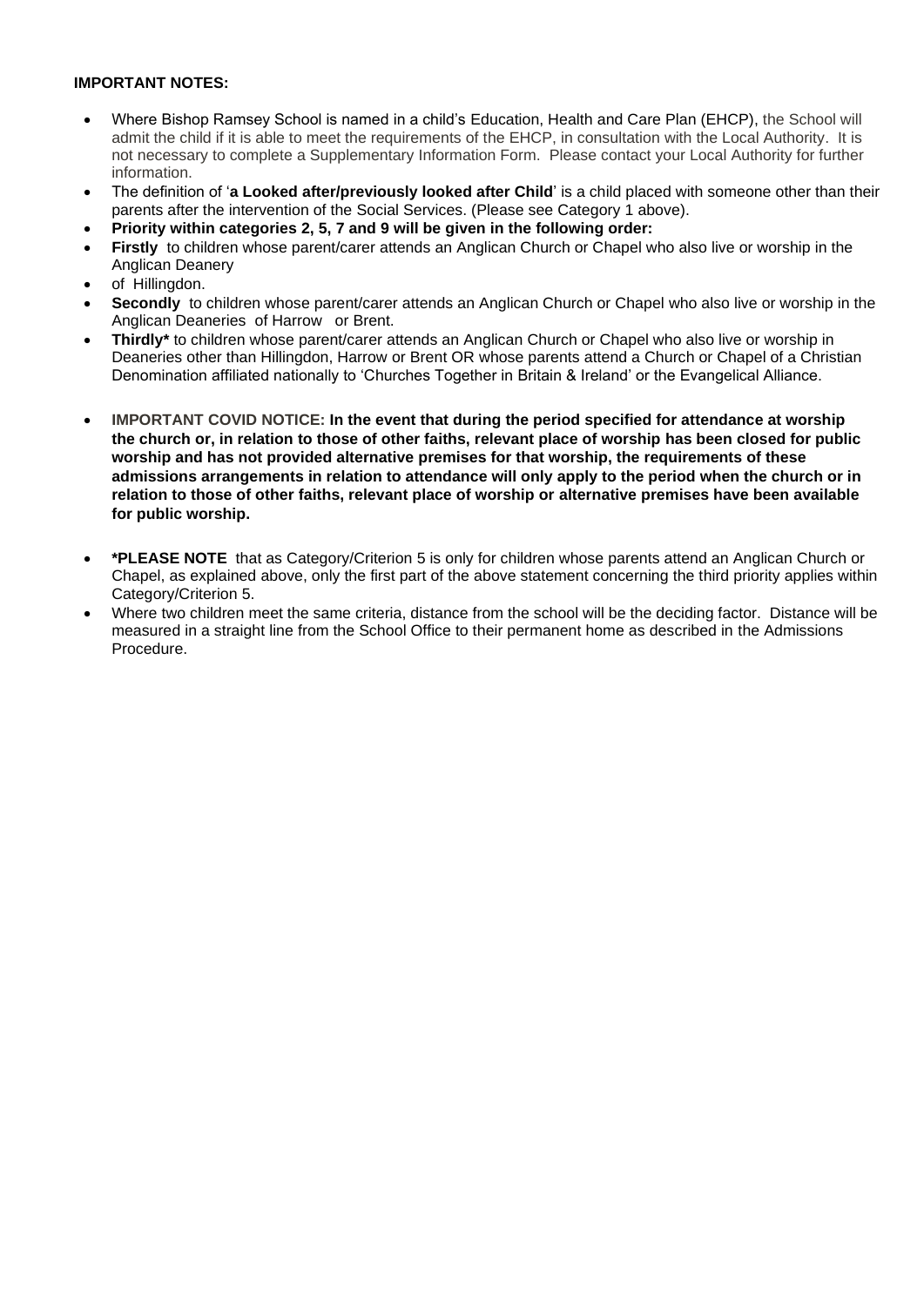**IMPORTANT NOTES:**

- Where Bishop Ramsey School is named in a child's Education, Health and Care Plan (EHCP), the School will admit the child if it is able to meet the requirements of the EHCP, in consultation with the Local Authority. It is not necessary to complete a Supplementary Information Form. Please contact your Local Authority for further information.
- The definition of '**a Looked after/previously looked after Child**' is a child placed with someone other than their parents after the intervention of the Social Services. (Please see Category 1 above).
- **Priority within categories 2, 5, 7 and 9 will be given in the following order:**
- **Firstly** to children whose parent/carer attends an Anglican Church or Chapel who also live or worship in the Anglican Deanery
- of Hillingdon.
- **Secondly** to children whose parent/carer attends an Anglican Church or Chapel who also live or worship in the Anglican Deaneries of Harrow or Brent.
- **Thirdly*** to children whose parent/carer attends an Anglican Church or Chapel who also live or worship in Deaneries other than Hillingdon, Harrow or Brent OR whose parents attend a Church or Chapel of a Christian Denomination affiliated nationally to 'Churches Together in Britain & Ireland' or the Evangelical Alliance.

- **IMPORTANT COVID NOTICE: In the event that during the period specified for attendance at worship the church or, in relation to those of other faiths, relevant place of worship has been closed for public worship and has not provided alternative premises for that worship, the requirements of these admissions arrangements in relation to attendance will only apply to the period when the church or in relation to those of other faiths, relevant place of worship or alternative premises have been available for public worship.**

- ***PLEASE NOTE** that as Category/Criterion 5 is only for children whose parents attend an Anglican Church or Chapel, as explained above, only the first part of the above statement concerning the third priority applies within Category/Criterion 5.
- Where two children meet the same criteria, distance from the school will be the deciding factor. Distance will be measured in a straight line from the School Office to their permanent home as described in the Admissions Procedure.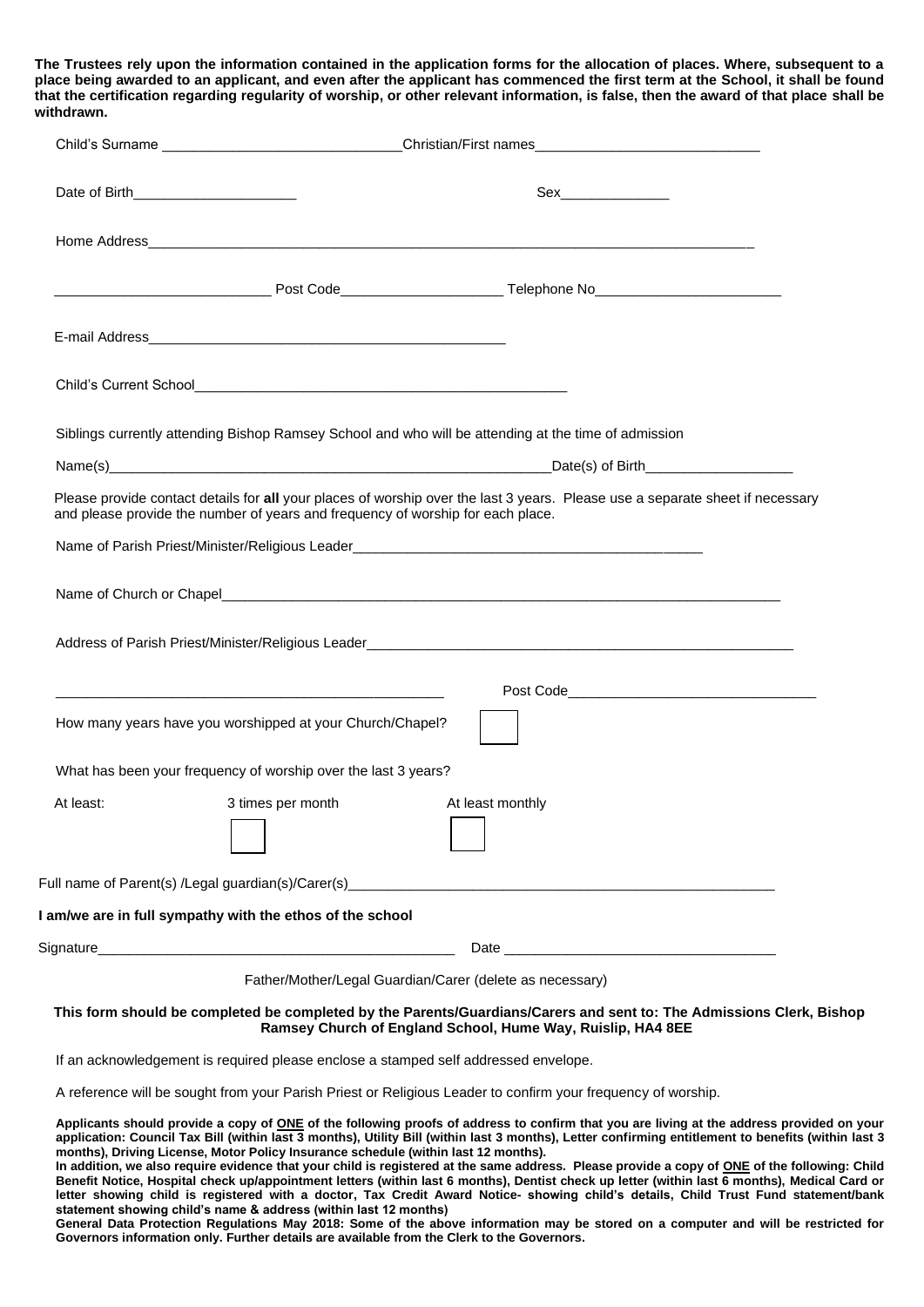**The Trustees rely upon the information contained in the application forms for the allocation of places. Where, subsequent to a place being awarded to an applicant, and even after the applicant has commenced the first term at the School, it shall be found that the certification regarding regularity of worship, or other relevant information, is false, then the award of that place shall be withdrawn.**

Child's Surname ______________________________ Christian/First names ____________________________

Date of Birth ____________________ Sex ______________

Home Address ________________________________________________________________________________

___________________________ Post Code ____________________ Telephone No ________________________

E-mail Address ______________________________________________

Child's Current School ________________________________________________

Siblings currently attending Bishop Ramsey School and who will be attending at the time of admission

Name(s) ________________________________________________________ Date(s) of Birth __________________

Please provide contact details for **all** your places of worship over the last 3 years. Please use a separate sheet if necessary and please provide the number of years and frequency of worship for each place.

Name of Parish Priest/Minister/Religious Leader ____________________________________________

Name of Church or Chapel __________________________________________________________________________

Address of Parish Priest/Minister/Religious Leader ________________________________________________________

__________________________________________________ Post Code ______________________________

How many years have you worshipped at your Church/Chapel? ☐

What has been your frequency of worship over the last 3 years?

At least: 3 times per month ☐ At least monthly ☐

Full name of Parent(s) /Legal guardian(s)/Carer(s) ________________________________________________________

**I am/we are in full sympathy with the ethos of the school**

Signature ______________________________________________ Date __________________________________

Father/Mother/Legal Guardian/Carer (delete as necessary)

**This form should be completed be completed by the Parents/Guardians/Carers and sent to: The Admissions Clerk, Bishop Ramsey Church of England School, Hume Way, Ruislip, HA4 8EE**

If an acknowledgement is required please enclose a stamped self addressed envelope.

A reference will be sought from your Parish Priest or Religious Leader to confirm your frequency of worship.

**Applicants should provide a copy of ONE of the following proofs of address to confirm that you are living at the address provided on your application: Council Tax Bill (within last 3 months), Utility Bill (within last 3 months), Letter confirming entitlement to benefits (within last 3 months), Driving License, Motor Policy Insurance schedule (within last 12 months).**

**In addition, we also require evidence that your child is registered at the same address. Please provide a copy of ONE of the following: Child Benefit Notice, Hospital check up/appointment letters (within last 6 months), Dentist check up letter (within last 6 months), Medical Card or letter showing child is registered with a doctor, Tax Credit Award Notice- showing child's details, Child Trust Fund statement/bank statement showing child's name & address (within last 12 months)**

**General Data Protection Regulations May 2018: Some of the above information may be stored on a computer and will be restricted for Governors information only. Further details are available from the Clerk to the Governors.**